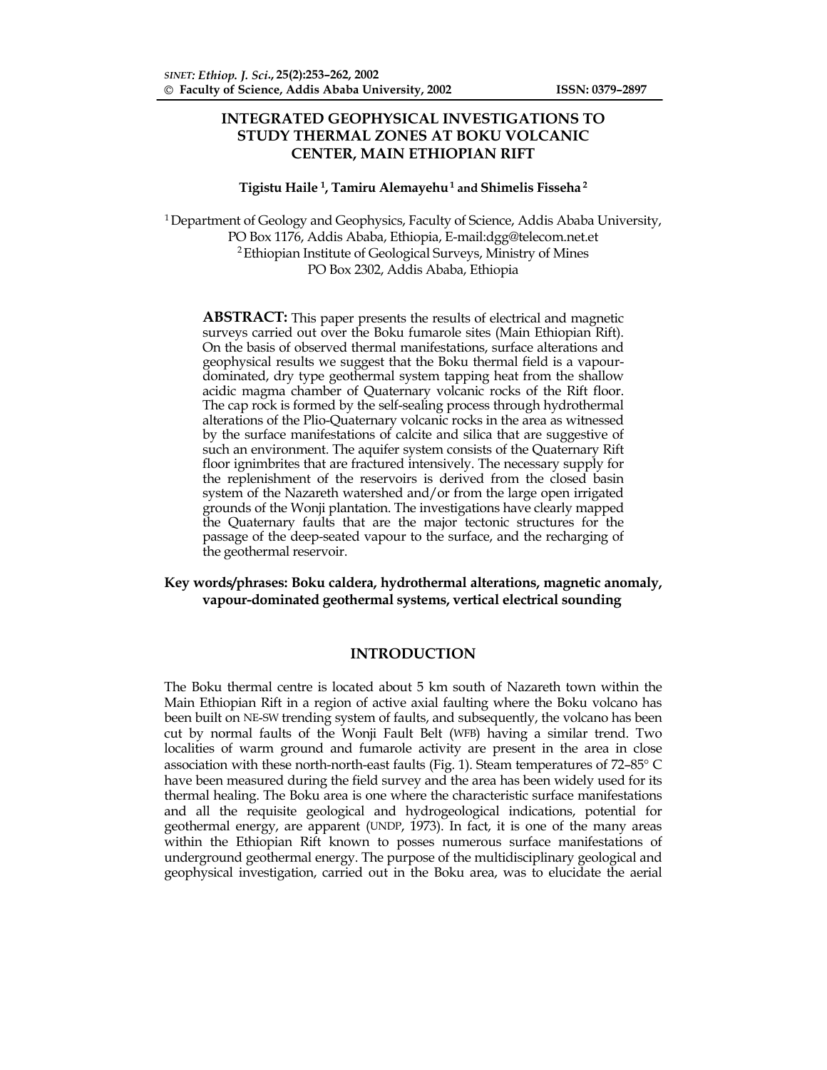# INTEGRATED GEOPHYSICAL INVESTIGATIONS TO STUDY THERMAL ZONES AT BOKU VOLCANIC CENTER, MAIN ETHIOPIAN RIFT

**Tigistu Haile [1], Tamiru Alemayehu [1] and Shimelis Fisseha [2]**

[1] Department of Geology and Geophysics, Faculty of Science, Addis Ababa University, PO Box 1176, Addis Ababa, Ethiopia, E-mail:dgg@telecom.net.et

[2] Ethiopian Institute of Geological Surveys, Ministry of Mines PO Box 2302, Addis Ababa, Ethiopia

**ABSTRACT:** This paper presents the results of electrical and magnetic surveys carried out over the Boku fumarole sites (Main Ethiopian Rift). On the basis of observed thermal manifestations, surface alterations and geophysical results we suggest that the Boku thermal field is a vapour-dominated, dry type geothermal system tapping heat from the shallow acidic magma chamber of Quaternary volcanic rocks of the Rift floor. The cap rock is formed by the self-sealing process through hydrothermal alterations of the Plio-Quaternary volcanic rocks in the area as witnessed by the surface manifestations of calcite and silica that are suggestive of such an environment. The aquifer system consists of the Quaternary Rift floor ignimbrites that are fractured intensively. The necessary supply for the replenishment of the reservoirs is derived from the closed basin system of the Nazareth watershed and/or from the large open irrigated grounds of the Wonji plantation. The investigations have clearly mapped the Quaternary faults that are the major tectonic structures for the passage of the deep-seated vapour to the surface, and the recharging of the geothermal reservoir.

**Key words/phrases: Boku caldera, hydrothermal alterations, magnetic anomaly, vapour-dominated geothermal systems, vertical electrical sounding**

## INTRODUCTION

The Boku thermal centre is located about 5 km south of Nazareth town within the Main Ethiopian Rift in a region of active axial faulting where the Boku volcano has been built on NE-SW trending system of faults, and subsequently, the volcano has been cut by normal faults of the Wonji Fault Belt (WFB) having a similar trend. Two localities of warm ground and fumarole activity are present in the area in close association with these north-north-east faults (Fig. 1). Steam temperatures of 72–85° C have been measured during the field survey and the area has been widely used for its thermal healing. The Boku area is one where the characteristic surface manifestations and all the requisite geological and hydrogeological indications, potential for geothermal energy, are apparent (UNDP, 1973). In fact, it is one of the many areas within the Ethiopian Rift known to posses numerous surface manifestations of underground geothermal energy. The purpose of the multidisciplinary geological and geophysical investigation, carried out in the Boku area, was to elucidate the aerial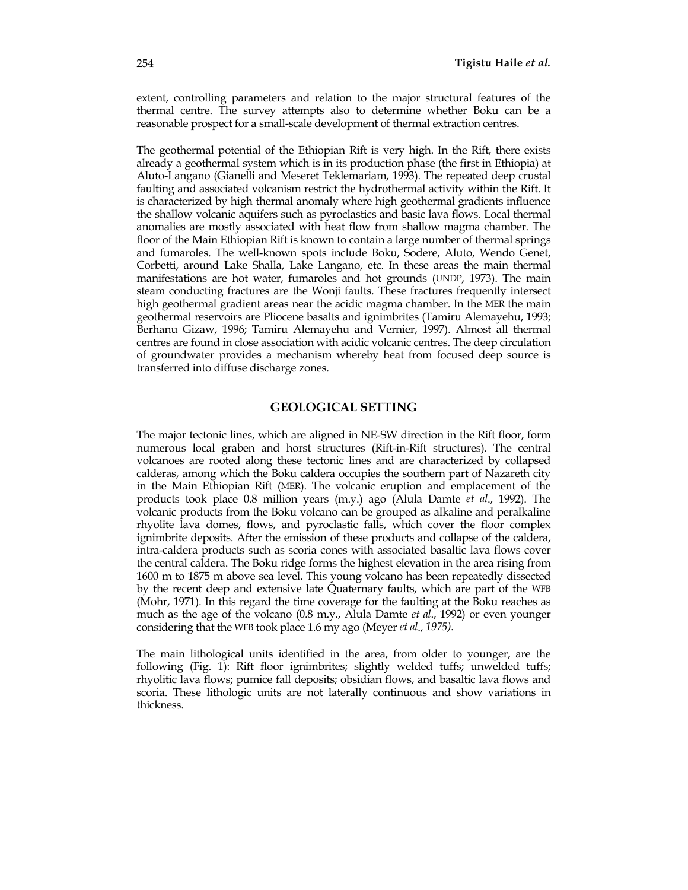extent, controlling parameters and relation to the major structural features of the thermal centre. The survey attempts also to determine whether Boku can be a reasonable prospect for a small-scale development of thermal extraction centres.

The geothermal potential of the Ethiopian Rift is very high. In the Rift, there exists already a geothermal system which is in its production phase (the first in Ethiopia) at Aluto-Langano (Gianelli and Meseret Teklemariam, 1993). The repeated deep crustal faulting and associated volcanism restrict the hydrothermal activity within the Rift. It is characterized by high thermal anomaly where high geothermal gradients influence the shallow volcanic aquifers such as pyroclastics and basic lava flows. Local thermal anomalies are mostly associated with heat flow from shallow magma chamber. The floor of the Main Ethiopian Rift is known to contain a large number of thermal springs and fumaroles. The well-known spots include Boku, Sodere, Aluto, Wendo Genet, Corbetti, around Lake Shalla, Lake Langano, etc. In these areas the main thermal manifestations are hot water, fumaroles and hot grounds (UNDP, 1973). The main steam conducting fractures are the Wonji faults. These fractures frequently intersect high geothermal gradient areas near the acidic magma chamber. In the MER the main geothermal reservoirs are Pliocene basalts and ignimbrites (Tamiru Alemayehu, 1993; Berhanu Gizaw, 1996; Tamiru Alemayehu and Vernier, 1997). Almost all thermal centres are found in close association with acidic volcanic centres. The deep circulation of groundwater provides a mechanism whereby heat from focused deep source is transferred into diffuse discharge zones.

## GEOLOGICAL SETTING

The major tectonic lines, which are aligned in NE-SW direction in the Rift floor, form numerous local graben and horst structures (Rift-in-Rift structures). The central volcanoes are rooted along these tectonic lines and are characterized by collapsed calderas, among which the Boku caldera occupies the southern part of Nazareth city in the Main Ethiopian Rift (MER). The volcanic eruption and emplacement of the products took place 0.8 million years (m.y.) ago (Alula Damte *et al*., 1992). The volcanic products from the Boku volcano can be grouped as alkaline and peralkaline rhyolite lava domes, flows, and pyroclastic falls, which cover the floor complex ignimbrite deposits. After the emission of these products and collapse of the caldera, intra-caldera products such as scoria cones with associated basaltic lava flows cover the central caldera. The Boku ridge forms the highest elevation in the area rising from 1600 m to 1875 m above sea level. This young volcano has been repeatedly dissected by the recent deep and extensive late Quaternary faults, which are part of the WFB (Mohr, 1971). In this regard the time coverage for the faulting at the Boku reaches as much as the age of the volcano (0.8 m.y., Alula Damte *et al*., 1992) or even younger considering that the WFB took place 1.6 my ago (Meyer *et al*., *1975).*

The main lithological units identified in the area, from older to younger, are the following (Fig. 1): Rift floor ignimbrites; slightly welded tuffs; unwelded tuffs; rhyolitic lava flows; pumice fall deposits; obsidian flows, and basaltic lava flows and scoria. These lithologic units are not laterally continuous and show variations in thickness.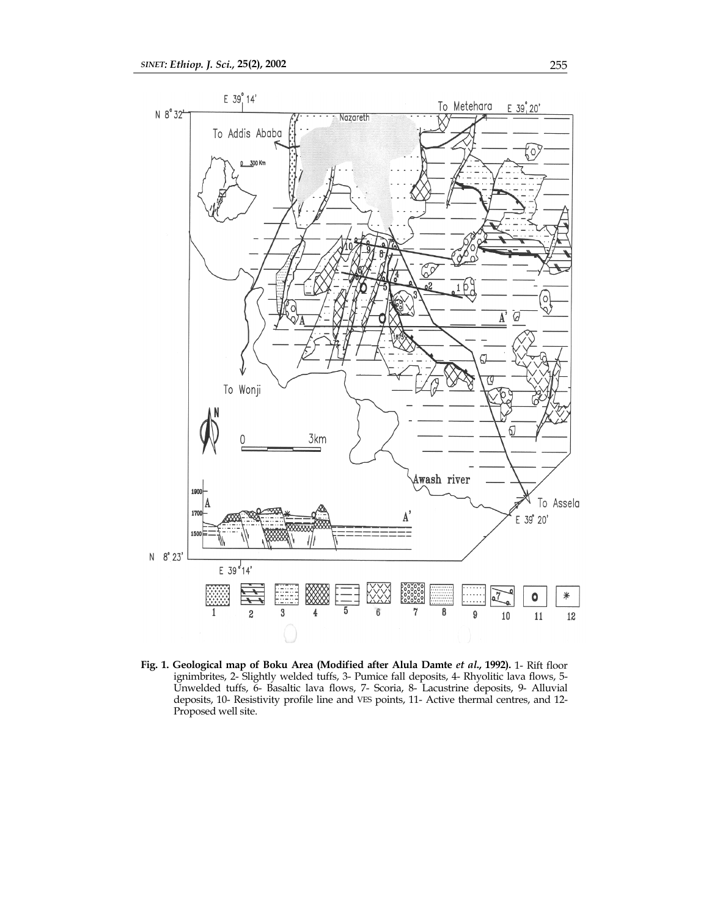**Fig. 1. Geological map of Boku Area (Modified after Alula Damte *et al*., 1992).** 1- Rift floor ignimbrites, 2- Slightly welded tuffs, 3- Pumice fall deposits, 4- Rhyolitic lava flows, 5- Unwelded tuffs, 6- Basaltic lava flows, 7- Scoria, 8- Lacustrine deposits, 9- Alluvial deposits, 10- Resistivity profile line and VES points, 11- Active thermal centres, and 12- Proposed well site.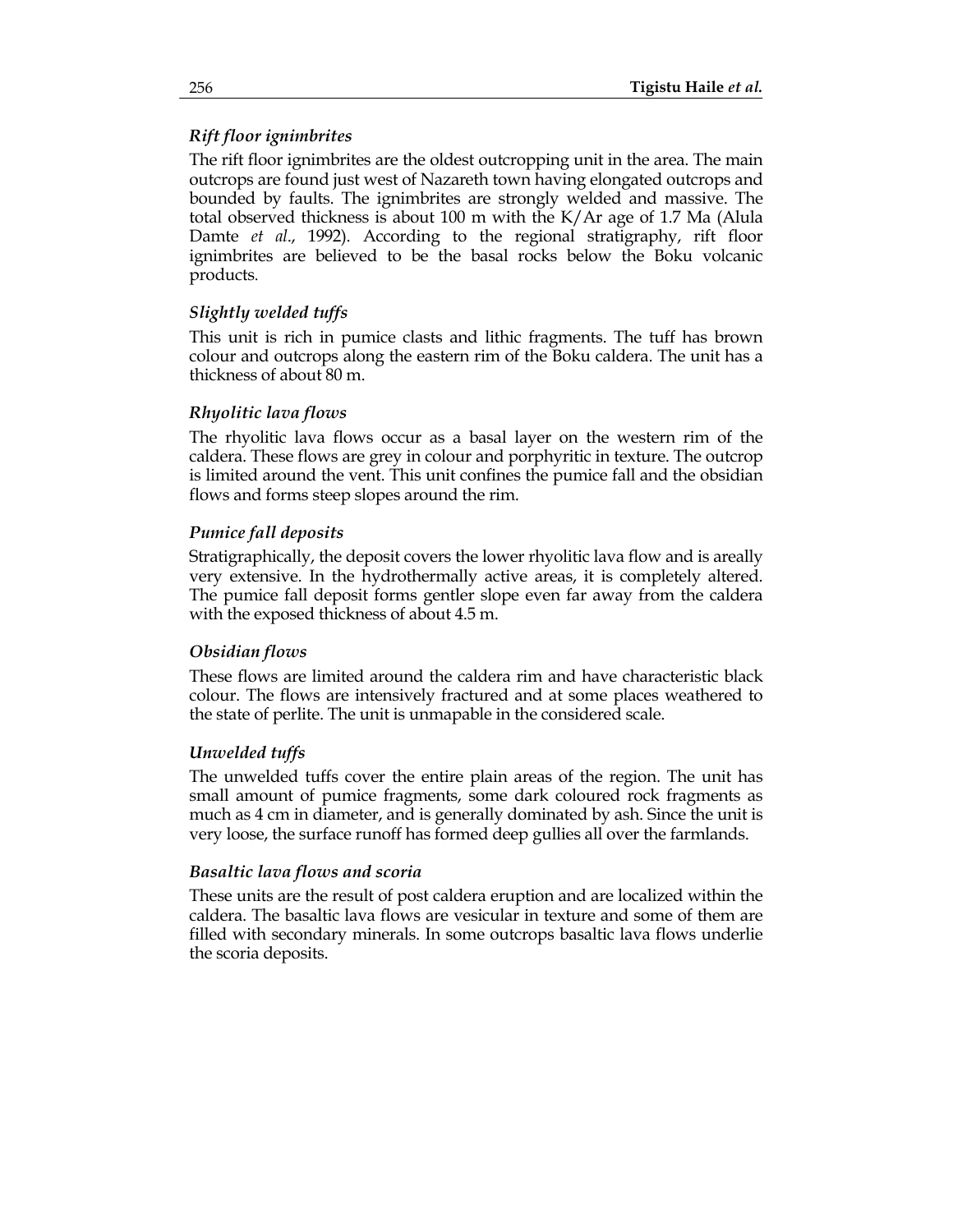### *Rift floor ignimbrites*

The rift floor ignimbrites are the oldest outcropping unit in the area. The main outcrops are found just west of Nazareth town having elongated outcrops and bounded by faults. The ignimbrites are strongly welded and massive. The total observed thickness is about 100 m with the K/Ar age of 1.7 Ma (Alula Damte *et al*., 1992). According to the regional stratigraphy, rift floor ignimbrites are believed to be the basal rocks below the Boku volcanic products.

### *Slightly welded tuffs*

This unit is rich in pumice clasts and lithic fragments. The tuff has brown colour and outcrops along the eastern rim of the Boku caldera. The unit has a thickness of about 80 m.

### *Rhyolitic lava flows*

The rhyolitic lava flows occur as a basal layer on the western rim of the caldera. These flows are grey in colour and porphyritic in texture. The outcrop is limited around the vent. This unit confines the pumice fall and the obsidian flows and forms steep slopes around the rim.

### *Pumice fall deposits*

Stratigraphically, the deposit covers the lower rhyolitic lava flow and is areally very extensive. In the hydrothermally active areas, it is completely altered. The pumice fall deposit forms gentler slope even far away from the caldera with the exposed thickness of about 4.5 m.

### *Obsidian flows*

These flows are limited around the caldera rim and have characteristic black colour. The flows are intensively fractured and at some places weathered to the state of perlite. The unit is unmapable in the considered scale.

### *Unwelded tuffs*

The unwelded tuffs cover the entire plain areas of the region. The unit has small amount of pumice fragments, some dark coloured rock fragments as much as 4 cm in diameter, and is generally dominated by ash. Since the unit is very loose, the surface runoff has formed deep gullies all over the farmlands.

### *Basaltic lava flows and scoria*

These units are the result of post caldera eruption and are localized within the caldera. The basaltic lava flows are vesicular in texture and some of them are filled with secondary minerals. In some outcrops basaltic lava flows underlie the scoria deposits.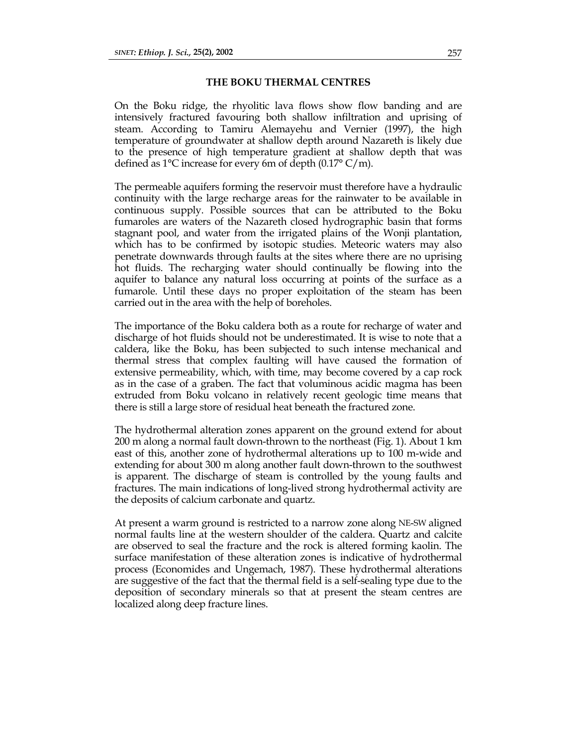## THE BOKU THERMAL CENTRES

On the Boku ridge, the rhyolitic lava flows show flow banding and are intensively fractured favouring both shallow infiltration and uprising of steam. According to Tamiru Alemayehu and Vernier (1997), the high temperature of groundwater at shallow depth around Nazareth is likely due to the presence of high temperature gradient at shallow depth that was defined as 1°C increase for every 6m of depth (0.17° C/m).

The permeable aquifers forming the reservoir must therefore have a hydraulic continuity with the large recharge areas for the rainwater to be available in continuous supply. Possible sources that can be attributed to the Boku fumaroles are waters of the Nazareth closed hydrographic basin that forms stagnant pool, and water from the irrigated plains of the Wonji plantation, which has to be confirmed by isotopic studies. Meteoric waters may also penetrate downwards through faults at the sites where there are no uprising hot fluids. The recharging water should continually be flowing into the aquifer to balance any natural loss occurring at points of the surface as a fumarole. Until these days no proper exploitation of the steam has been carried out in the area with the help of boreholes.

The importance of the Boku caldera both as a route for recharge of water and discharge of hot fluids should not be underestimated. It is wise to note that a caldera, like the Boku, has been subjected to such intense mechanical and thermal stress that complex faulting will have caused the formation of extensive permeability, which, with time, may become covered by a cap rock as in the case of a graben. The fact that voluminous acidic magma has been extruded from Boku volcano in relatively recent geologic time means that there is still a large store of residual heat beneath the fractured zone.

The hydrothermal alteration zones apparent on the ground extend for about 200 m along a normal fault down-thrown to the northeast (Fig. 1). About 1 km east of this, another zone of hydrothermal alterations up to 100 m-wide and extending for about 300 m along another fault down-thrown to the southwest is apparent. The discharge of steam is controlled by the young faults and fractures. The main indications of long-lived strong hydrothermal activity are the deposits of calcium carbonate and quartz.

At present a warm ground is restricted to a narrow zone along NE-SW aligned normal faults line at the western shoulder of the caldera. Quartz and calcite are observed to seal the fracture and the rock is altered forming kaolin. The surface manifestation of these alteration zones is indicative of hydrothermal process (Economides and Ungemach, 1987). These hydrothermal alterations are suggestive of the fact that the thermal field is a self-sealing type due to the deposition of secondary minerals so that at present the steam centres are localized along deep fracture lines.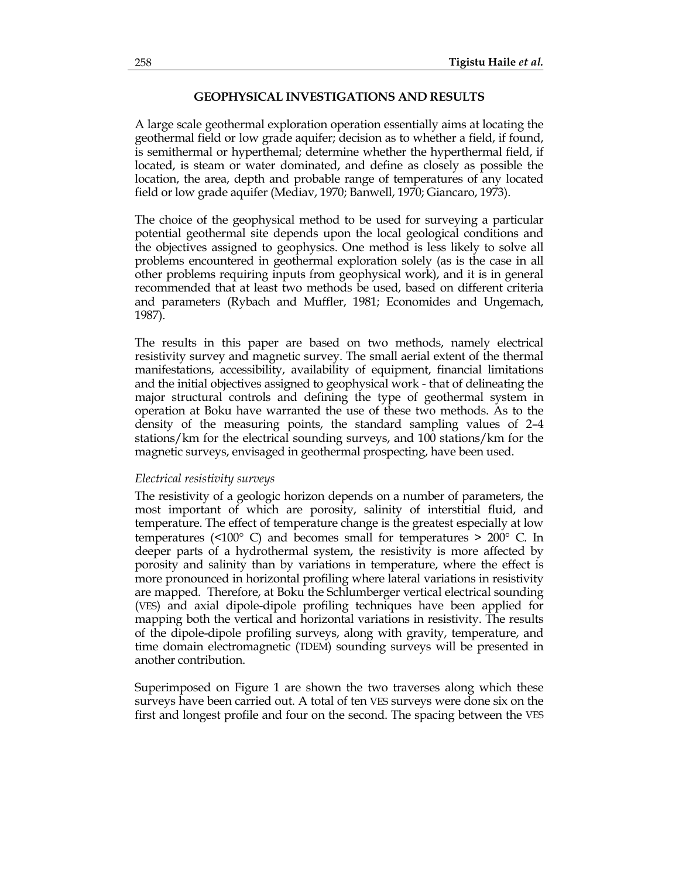## GEOPHYSICAL INVESTIGATIONS AND RESULTS

A large scale geothermal exploration operation essentially aims at locating the geothermal field or low grade aquifer; decision as to whether a field, if found, is semithermal or hyperthemal; determine whether the hyperthermal field, if located, is steam or water dominated, and define as closely as possible the location, the area, depth and probable range of temperatures of any located field or low grade aquifer (Mediav, 1970; Banwell, 1970; Giancaro, 1973).

The choice of the geophysical method to be used for surveying a particular potential geothermal site depends upon the local geological conditions and the objectives assigned to geophysics. One method is less likely to solve all problems encountered in geothermal exploration solely (as is the case in all other problems requiring inputs from geophysical work), and it is in general recommended that at least two methods be used, based on different criteria and parameters (Rybach and Muffler, 1981; Economides and Ungemach, 1987).

The results in this paper are based on two methods, namely electrical resistivity survey and magnetic survey. The small aerial extent of the thermal manifestations, accessibility, availability of equipment, financial limitations and the initial objectives assigned to geophysical work - that of delineating the major structural controls and defining the type of geothermal system in operation at Boku have warranted the use of these two methods. As to the density of the measuring points, the standard sampling values of 2–4 stations/km for the electrical sounding surveys, and 100 stations/km for the magnetic surveys, envisaged in geothermal prospecting, have been used.

### *Electrical resistivity surveys*

The resistivity of a geologic horizon depends on a number of parameters, the most important of which are porosity, salinity of interstitial fluid, and temperature. The effect of temperature change is the greatest especially at low temperatures (<100° C) and becomes small for temperatures > 200° C. In deeper parts of a hydrothermal system, the resistivity is more affected by porosity and salinity than by variations in temperature, where the effect is more pronounced in horizontal profiling where lateral variations in resistivity are mapped. Therefore, at Boku the Schlumberger vertical electrical sounding (VES) and axial dipole-dipole profiling techniques have been applied for mapping both the vertical and horizontal variations in resistivity. The results of the dipole-dipole profiling surveys, along with gravity, temperature, and time domain electromagnetic (TDEM) sounding surveys will be presented in another contribution.

Superimposed on Figure 1 are shown the two traverses along which these surveys have been carried out. A total of ten VES surveys were done six on the first and longest profile and four on the second. The spacing between the VES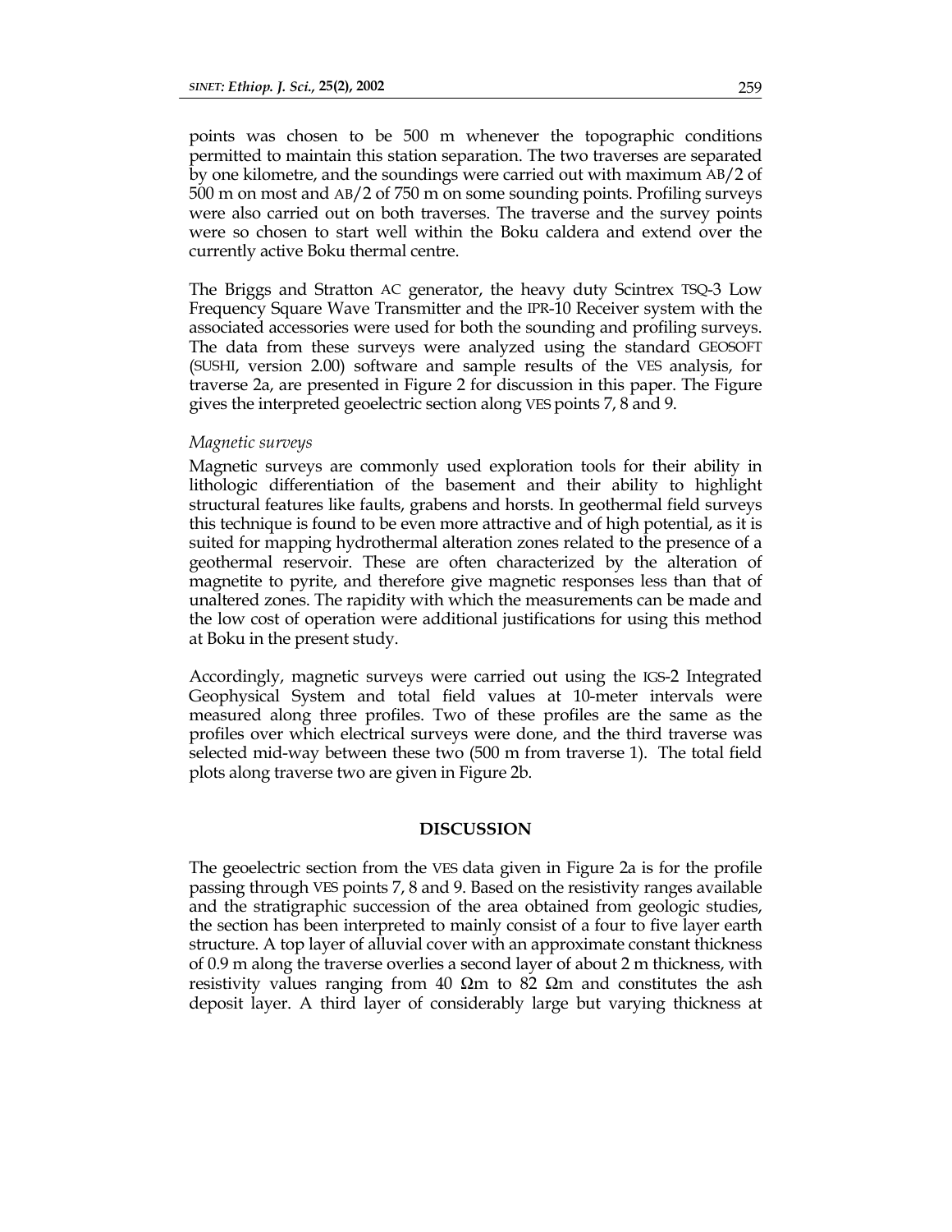points was chosen to be 500 m whenever the topographic conditions permitted to maintain this station separation. The two traverses are separated by one kilometre, and the soundings were carried out with maximum AB/2 of 500 m on most and AB/2 of 750 m on some sounding points. Profiling surveys were also carried out on both traverses. The traverse and the survey points were so chosen to start well within the Boku caldera and extend over the currently active Boku thermal centre.

The Briggs and Stratton AC generator, the heavy duty Scintrex TSQ-3 Low Frequency Square Wave Transmitter and the IPR-10 Receiver system with the associated accessories were used for both the sounding and profiling surveys. The data from these surveys were analyzed using the standard GEOSOFT (SUSHI, version 2.00) software and sample results of the VES analysis, for traverse 2a, are presented in Figure 2 for discussion in this paper. The Figure gives the interpreted geoelectric section along VES points 7, 8 and 9.

*Magnetic surveys*

Magnetic surveys are commonly used exploration tools for their ability in lithologic differentiation of the basement and their ability to highlight structural features like faults, grabens and horsts. In geothermal field surveys this technique is found to be even more attractive and of high potential, as it is suited for mapping hydrothermal alteration zones related to the presence of a geothermal reservoir. These are often characterized by the alteration of magnetite to pyrite, and therefore give magnetic responses less than that of unaltered zones. The rapidity with which the measurements can be made and the low cost of operation were additional justifications for using this method at Boku in the present study.

Accordingly, magnetic surveys were carried out using the IGS-2 Integrated Geophysical System and total field values at 10-meter intervals were measured along three profiles. Two of these profiles are the same as the profiles over which electrical surveys were done, and the third traverse was selected mid-way between these two (500 m from traverse 1). The total field plots along traverse two are given in Figure 2b.

## DISCUSSION

The geoelectric section from the VES data given in Figure 2a is for the profile passing through VES points 7, 8 and 9. Based on the resistivity ranges available and the stratigraphic succession of the area obtained from geologic studies, the section has been interpreted to mainly consist of a four to five layer earth structure. A top layer of alluvial cover with an approximate constant thickness of 0.9 m along the traverse overlies a second layer of about 2 m thickness, with resistivity values ranging from 40 Ωm to 82 Ωm and constitutes the ash deposit layer. A third layer of considerably large but varying thickness at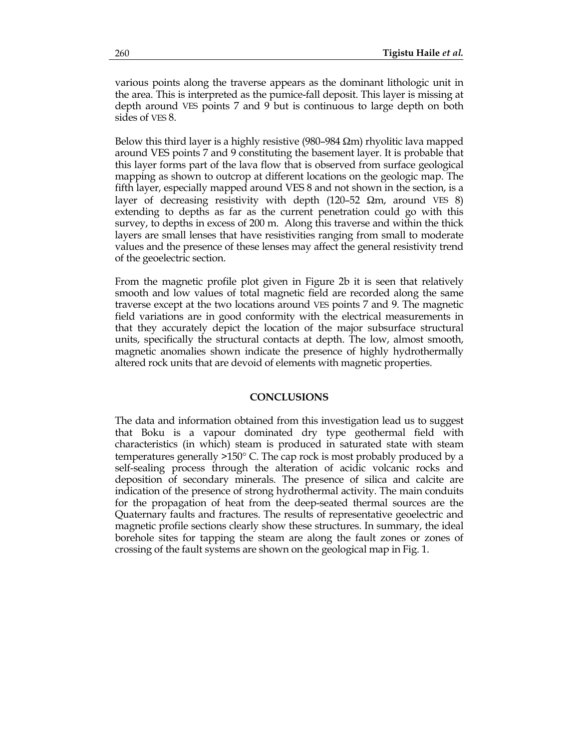various points along the traverse appears as the dominant lithologic unit in the area. This is interpreted as the pumice-fall deposit. This layer is missing at depth around VES points 7 and 9 but is continuous to large depth on both sides of VES 8.

Below this third layer is a highly resistive (980–984 Ωm) rhyolitic lava mapped around VES points 7 and 9 constituting the basement layer. It is probable that this layer forms part of the lava flow that is observed from surface geological mapping as shown to outcrop at different locations on the geologic map. The fifth layer, especially mapped around VES 8 and not shown in the section, is a layer of decreasing resistivity with depth (120–52 Ωm, around VES 8) extending to depths as far as the current penetration could go with this survey, to depths in excess of 200 m. Along this traverse and within the thick layers are small lenses that have resistivities ranging from small to moderate values and the presence of these lenses may affect the general resistivity trend of the geoelectric section.

From the magnetic profile plot given in Figure 2b it is seen that relatively smooth and low values of total magnetic field are recorded along the same traverse except at the two locations around VES points 7 and 9. The magnetic field variations are in good conformity with the electrical measurements in that they accurately depict the location of the major subsurface structural units, specifically the structural contacts at depth. The low, almost smooth, magnetic anomalies shown indicate the presence of highly hydrothermally altered rock units that are devoid of elements with magnetic properties.

## CONCLUSIONS

The data and information obtained from this investigation lead us to suggest that Boku is a vapour dominated dry type geothermal field with characteristics (in which) steam is produced in saturated state with steam temperatures generally >150° C. The cap rock is most probably produced by a self-sealing process through the alteration of acidic volcanic rocks and deposition of secondary minerals. The presence of silica and calcite are indication of the presence of strong hydrothermal activity. The main conduits for the propagation of heat from the deep-seated thermal sources are the Quaternary faults and fractures. The results of representative geoelectric and magnetic profile sections clearly show these structures. In summary, the ideal borehole sites for tapping the steam are along the fault zones or zones of crossing of the fault systems are shown on the geological map in Fig. 1.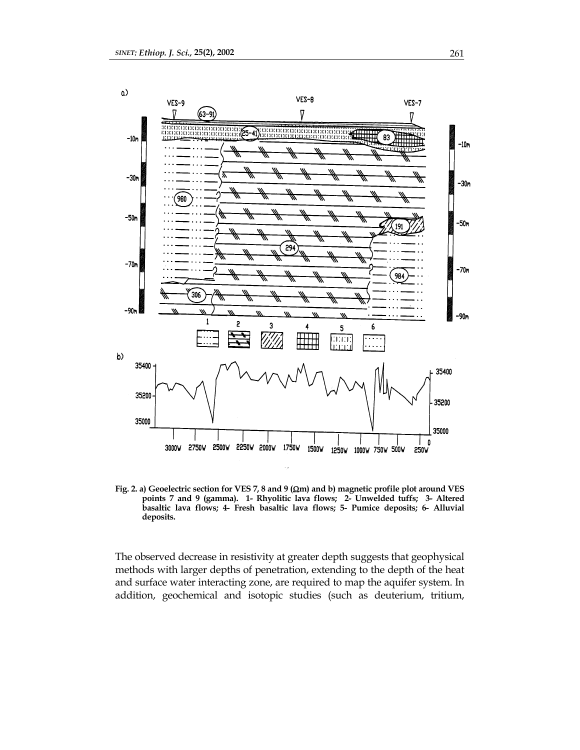**Fig. 2. a) Geoelectric section for VES 7, 8 and 9 (Ωm) and b) magnetic profile plot around VES points 7 and 9 (gamma). 1- Rhyolitic lava flows; 2- Unwelded tuffs; 3- Altered basaltic lava flows; 4- Fresh basaltic lava flows; 5- Pumice deposits; 6- Alluvial deposits.**

The observed decrease in resistivity at greater depth suggests that geophysical methods with larger depths of penetration, extending to the depth of the heat and surface water interacting zone, are required to map the aquifer system. In addition, geochemical and isotopic studies (such as deuterium, tritium,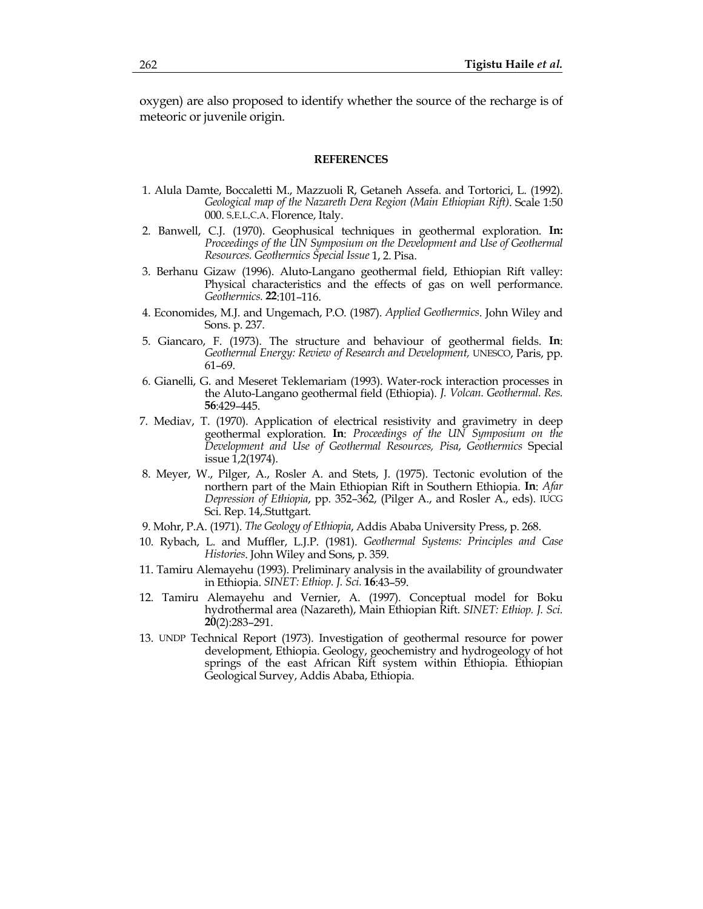oxygen) are also proposed to identify whether the source of the recharge is of meteoric or juvenile origin.

## REFERENCES

1. Alula Damte, Boccaletti M., Mazzuoli R, Getaneh Assefa. and Tortorici, L. (1992). *Geological map of the Nazareth Dera Region (Main Ethiopian Rift)*. Scale 1:50 000. S.E.L.C.A. Florence, Italy.
2. Banwell, C.J. (1970). Geophusical techniques in geothermal exploration. **In:** *Proceedings of the UN Symposium on the Development and Use of Geothermal Resources. Geothermics Special Issue* 1, 2. Pisa.
3. Berhanu Gizaw (1996). Aluto-Langano geothermal field, Ethiopian Rift valley: Physical characteristics and the effects of gas on well performance. *Geothermics.* **22**:101–116.
4. Economides, M.J. and Ungemach, P.O. (1987). *Applied Geothermics*. John Wiley and Sons. p. 237.
5. Giancaro, F. (1973). The structure and behaviour of geothermal fields. **In**: *Geothermal Energy: Review of Research and Development,* UNESCO, Paris, pp. 61–69.
6. Gianelli, G. and Meseret Teklemariam (1993). Water-rock interaction processes in the Aluto-Langano geothermal field (Ethiopia). *J. Volcan. Geothermal. Res.* **56**:429–445.
7. Mediav, T. (1970). Application of electrical resistivity and gravimetry in deep geothermal exploration. **In**: *Proceedings of the UN Symposium on the Development and Use of Geothermal Resources, Pisa*, *Geothermics* Special issue 1,2(1974).
8. Meyer, W., Pilger, A., Rosler A. and Stets, J. (1975). Tectonic evolution of the northern part of the Main Ethiopian Rift in Southern Ethiopia. **In**: *Afar Depression of Ethiopia*, pp. 352–362, (Pilger A., and Rosler A., eds). IUCG Sci. Rep. 14,.Stuttgart.
9. Mohr, P.A. (1971). *The Geology of Ethiopia*, Addis Ababa University Press, p. 268.
10. Rybach, L. and Muffler, L.J.P. (1981). *Geothermal Systems: Principles and Case Histories*. John Wiley and Sons, p. 359.
11. Tamiru Alemayehu (1993). Preliminary analysis in the availability of groundwater in Ethiopia. *SINET: Ethiop. J. Sci.* **16**:43–59.
12. Tamiru Alemayehu and Vernier, A. (1997). Conceptual model for Boku hydrothermal area (Nazareth), Main Ethiopian Rift. *SINET: Ethiop. J. Sci.* **20**(2):283–291.
13. UNDP Technical Report (1973). Investigation of geothermal resource for power development, Ethiopia. Geology, geochemistry and hydrogeology of hot springs of the east African Rift system within Ethiopia. Ethiopian Geological Survey, Addis Ababa, Ethiopia.